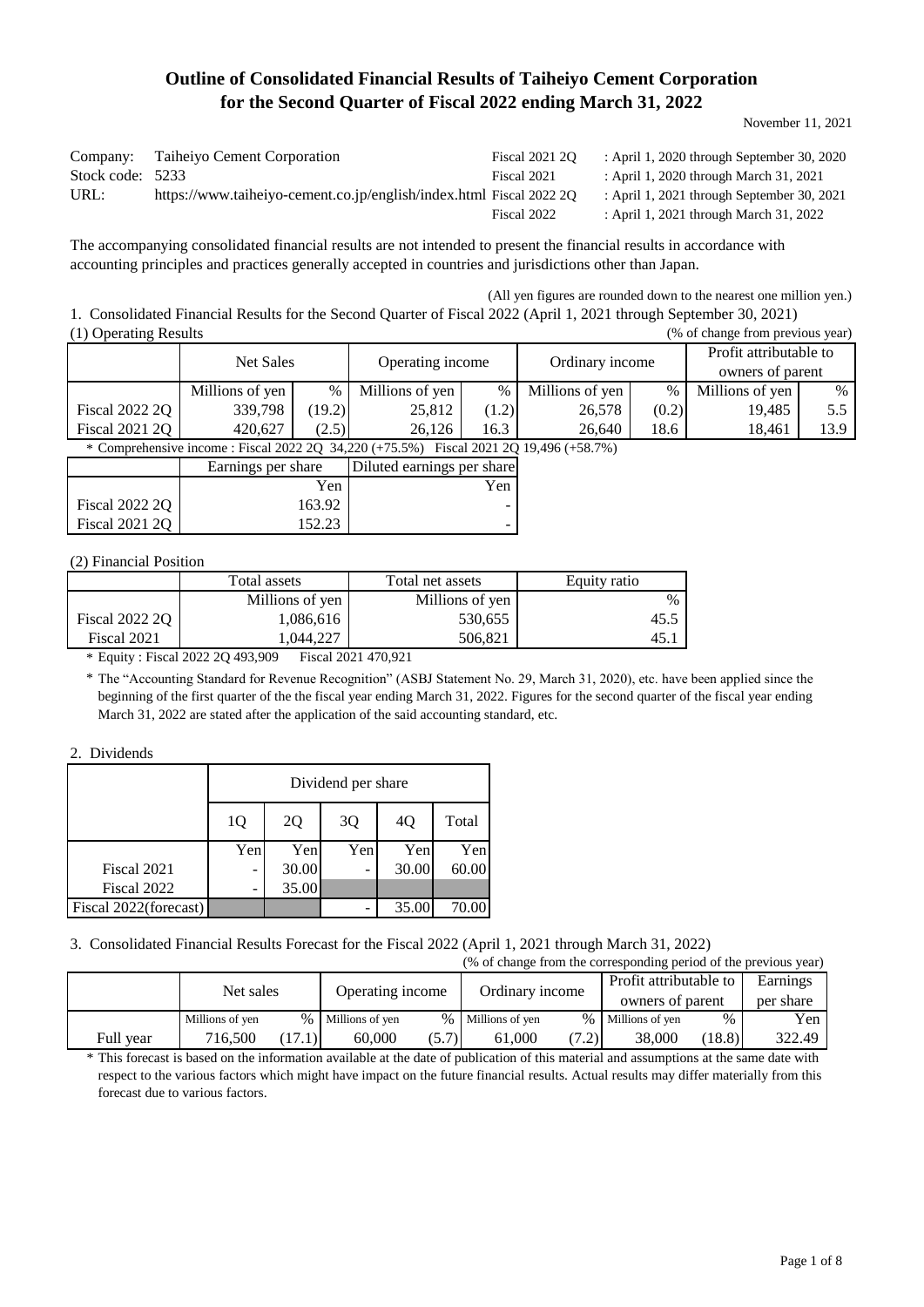# Outline of Consolidated Financial Results of Taiheiyo Cement Corporation for the Second Quarter of Fiscal 2022 ending March 31, 2022

November 11, 2021

| | | | |
|---|---|---|---|
| Company: | Taiheiyo Cement Corporation | Fiscal 2021 2Q | : April 1, 2020 through September 30, 2020 |
| Stock code: | 5233 | Fiscal 2021 | : April 1, 2020 through March 31, 2021 |
| URL: | https://www.taiheiyo-cement.co.jp/english/index.html | Fiscal 2022 2Q | : April 1, 2021 through September 30, 2021 |
| | | Fiscal 2022 | : April 1, 2021 through March 31, 2022 |

The accompanying consolidated financial results are not intended to present the financial results in accordance with accounting principles and practices generally accepted in countries and jurisdictions other than Japan.

(All yen figures are rounded down to the nearest one million yen.)

1. Consolidated Financial Results for the Second Quarter of Fiscal 2022 (April 1, 2021 through September 30, 2021)

(1) Operating Results

(% of change from previous year)

| | Net Sales | | Operating income | | Ordinary income | | Profit attributable to owners of parent | |
|---|---|---|---|---|---|---|---|---|
| | Millions of yen | % | Millions of yen | % | Millions of yen | % | Millions of yen | % |
| Fiscal 2022 2Q | 339,798 | (19.2) | 25,812 | (1.2) | 26,578 | (0.2) | 19,485 | 5.5 |
| Fiscal 2021 2Q | 420,627 | (2.5) | 26,126 | 16.3 | 26,640 | 18.6 | 18,461 | 13.9 |

\* Comprehensive income : Fiscal 2022 2Q 34,220 (+75.5%) Fiscal 2021 2Q 19,496 (+58.7%)

| | Earnings per share | Diluted earnings per share |
|---|---|---|
| | Yen | Yen |
| Fiscal 2022 2Q | 163.92 | - |
| Fiscal 2021 2Q | 152.23 | - |

(2) Financial Position

| | Total assets | Total net assets | Equity ratio |
|---|---|---|---|
| | Millions of yen | Millions of yen | % |
| Fiscal 2022 2Q | 1,086,616 | 530,655 | 45.5 |
| Fiscal 2021 | 1,044,227 | 506,821 | 45.1 |

\* Equity : Fiscal 2022 2Q 493,909 Fiscal 2021 470,921

\* The "Accounting Standard for Revenue Recognition" (ASBJ Statement No. 29, March 31, 2020), etc. have been applied since the beginning of the first quarter of the the fiscal year ending March 31, 2022. Figures for the second quarter of the fiscal year ending March 31, 2022 are stated after the application of the said accounting standard, etc.

2. Dividends

| | Dividend per share | | | | |
|---|---|---|---|---|---|
| | 1Q | 2Q | 3Q | 4Q | Total |
| | Yen | Yen | Yen | Yen | Yen |
| Fiscal 2021 | - | 30.00 | - | 30.00 | 60.00 |
| Fiscal 2022 | - | 35.00 | | | |
| Fiscal 2022(forecast) | | | - | 35.00 | 70.00 |

3. Consolidated Financial Results Forecast for the Fiscal 2022 (April 1, 2021 through March 31, 2022)

(% of change from the corresponding period of the previous year)

| | Net sales | | Operating income | | Ordinary income | | Profit attributable to owners of parent | | Earnings per share |
|---|---|---|---|---|---|---|---|---|---|
| | Millions of yen | % | Millions of yen | % | Millions of yen | % | Millions of yen | % | Yen |
| Full year | 716,500 | (17.1) | 60,000 | (5.7) | 61,000 | (7.2) | 38,000 | (18.8) | 322.49 |

\* This forecast is based on the information available at the date of publication of this material and assumptions at the same date with respect to the various factors which might have impact on the future financial results. Actual results may differ materially from this forecast due to various factors.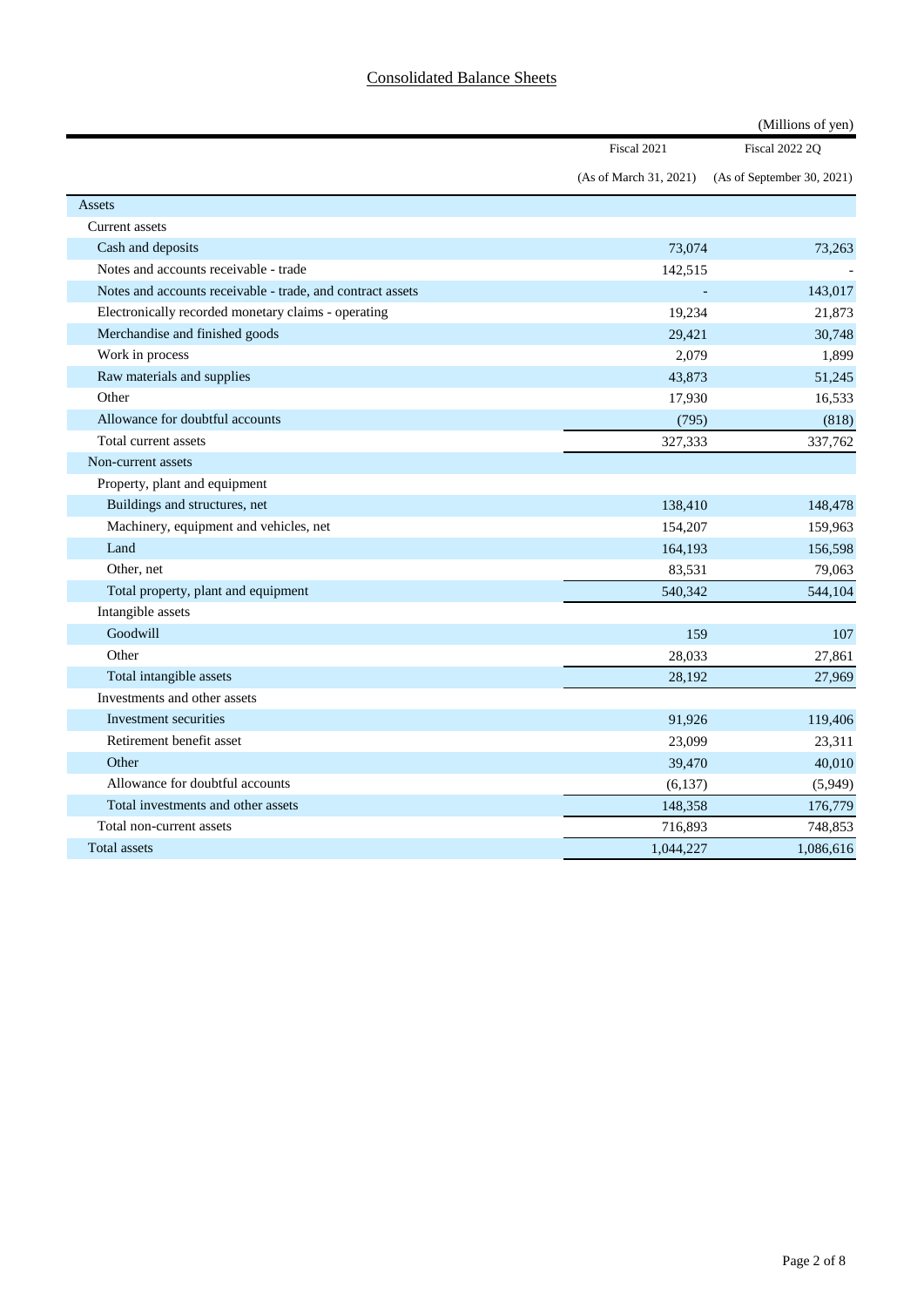## Consolidated Balance Sheets

(Millions of yen)

| | Fiscal 2021 (As of March 31, 2021) | Fiscal 2022 2Q (As of September 30, 2021) |
|---|---|---|
| Assets | | |
| Current assets | | |
| Cash and deposits | 73,074 | 73,263 |
| Notes and accounts receivable - trade | 142,515 | - |
| Notes and accounts receivable - trade, and contract assets | - | 143,017 |
| Electronically recorded monetary claims - operating | 19,234 | 21,873 |
| Merchandise and finished goods | 29,421 | 30,748 |
| Work in process | 2,079 | 1,899 |
| Raw materials and supplies | 43,873 | 51,245 |
| Other | 17,930 | 16,533 |
| Allowance for doubtful accounts | (795) | (818) |
| Total current assets | 327,333 | 337,762 |
| Non-current assets | | |
| Property, plant and equipment | | |
| Buildings and structures, net | 138,410 | 148,478 |
| Machinery, equipment and vehicles, net | 154,207 | 159,963 |
| Land | 164,193 | 156,598 |
| Other, net | 83,531 | 79,063 |
| Total property, plant and equipment | 540,342 | 544,104 |
| Intangible assets | | |
| Goodwill | 159 | 107 |
| Other | 28,033 | 27,861 |
| Total intangible assets | 28,192 | 27,969 |
| Investments and other assets | | |
| Investment securities | 91,926 | 119,406 |
| Retirement benefit asset | 23,099 | 23,311 |
| Other | 39,470 | 40,010 |
| Allowance for doubtful accounts | (6,137) | (5,949) |
| Total investments and other assets | 148,358 | 176,779 |
| Total non-current assets | 716,893 | 748,853 |
| Total assets | 1,044,227 | 1,086,616 |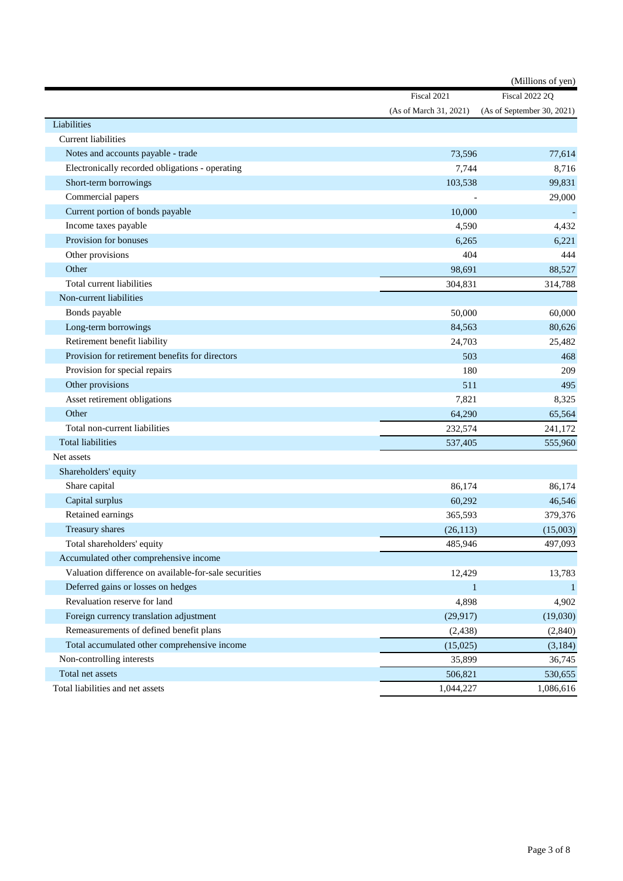(Millions of yen)

| | Fiscal 2021 (As of March 31, 2021) | Fiscal 2022 2Q (As of September 30, 2021) |
|---|---|---|
| Liabilities | | |
| Current liabilities | | |
| Notes and accounts payable - trade | 73,596 | 77,614 |
| Electronically recorded obligations - operating | 7,744 | 8,716 |
| Short-term borrowings | 103,538 | 99,831 |
| Commercial papers | - | 29,000 |
| Current portion of bonds payable | 10,000 | - |
| Income taxes payable | 4,590 | 4,432 |
| Provision for bonuses | 6,265 | 6,221 |
| Other provisions | 404 | 444 |
| Other | 98,691 | 88,527 |
| Total current liabilities | 304,831 | 314,788 |
| Non-current liabilities | | |
| Bonds payable | 50,000 | 60,000 |
| Long-term borrowings | 84,563 | 80,626 |
| Retirement benefit liability | 24,703 | 25,482 |
| Provision for retirement benefits for directors | 503 | 468 |
| Provision for special repairs | 180 | 209 |
| Other provisions | 511 | 495 |
| Asset retirement obligations | 7,821 | 8,325 |
| Other | 64,290 | 65,564 |
| Total non-current liabilities | 232,574 | 241,172 |
| Total liabilities | 537,405 | 555,960 |
| Net assets | | |
| Shareholders' equity | | |
| Share capital | 86,174 | 86,174 |
| Capital surplus | 60,292 | 46,546 |
| Retained earnings | 365,593 | 379,376 |
| Treasury shares | (26,113) | (15,003) |
| Total shareholders' equity | 485,946 | 497,093 |
| Accumulated other comprehensive income | | |
| Valuation difference on available-for-sale securities | 12,429 | 13,783 |
| Deferred gains or losses on hedges | 1 | 1 |
| Revaluation reserve for land | 4,898 | 4,902 |
| Foreign currency translation adjustment | (29,917) | (19,030) |
| Remeasurements of defined benefit plans | (2,438) | (2,840) |
| Total accumulated other comprehensive income | (15,025) | (3,184) |
| Non-controlling interests | 35,899 | 36,745 |
| Total net assets | 506,821 | 530,655 |
| Total liabilities and net assets | 1,044,227 | 1,086,616 |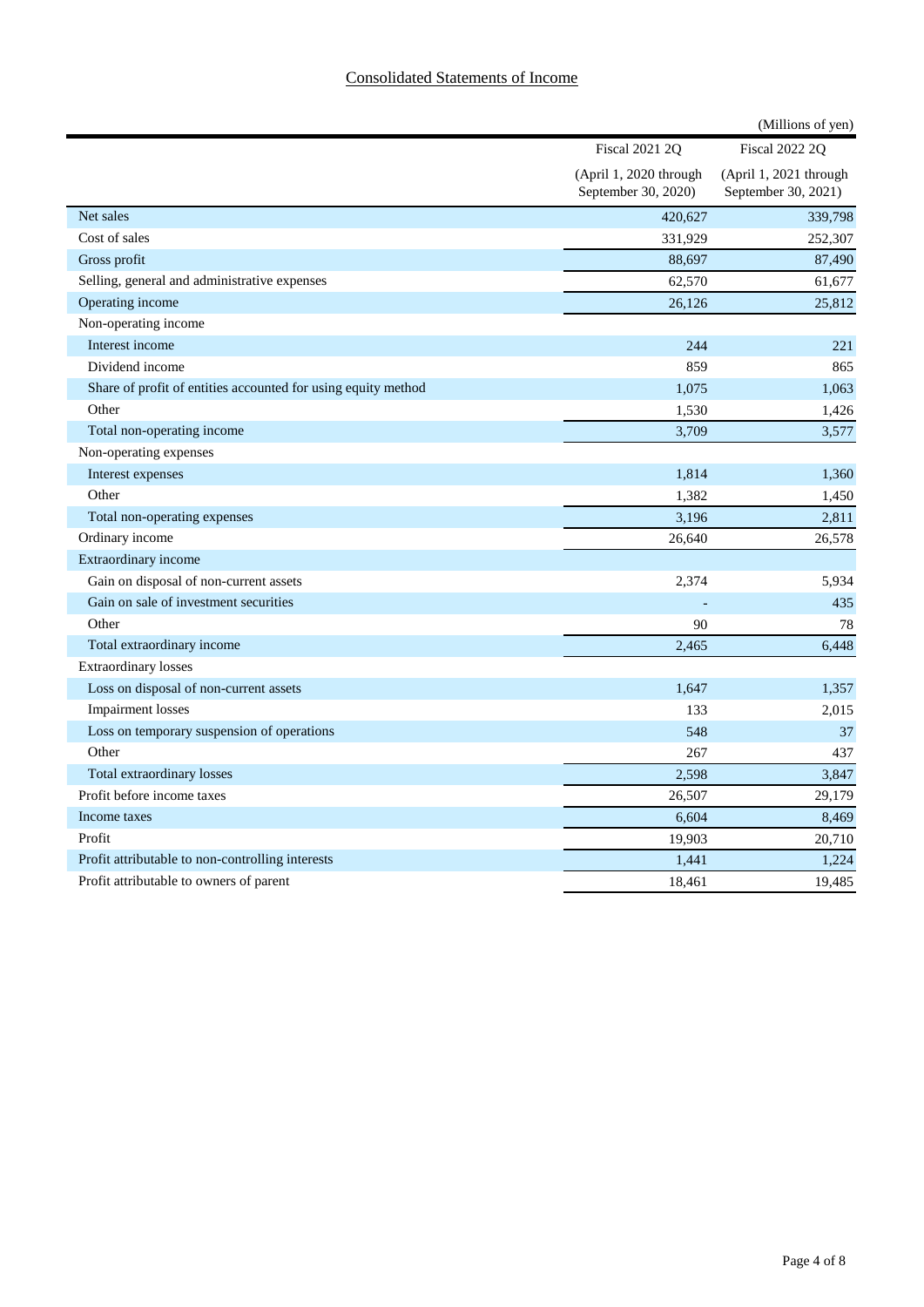## Consolidated Statements of Income

(Millions of yen)

| | Fiscal 2021 2Q (April 1, 2020 through September 30, 2020) | Fiscal 2022 2Q (April 1, 2021 through September 30, 2021) |
|---|---|---|
| Net sales | 420,627 | 339,798 |
| Cost of sales | 331,929 | 252,307 |
| Gross profit | 88,697 | 87,490 |
| Selling, general and administrative expenses | 62,570 | 61,677 |
| Operating income | 26,126 | 25,812 |
| Non-operating income | | |
| Interest income | 244 | 221 |
| Dividend income | 859 | 865 |
| Share of profit of entities accounted for using equity method | 1,075 | 1,063 |
| Other | 1,530 | 1,426 |
| Total non-operating income | 3,709 | 3,577 |
| Non-operating expenses | | |
| Interest expenses | 1,814 | 1,360 |
| Other | 1,382 | 1,450 |
| Total non-operating expenses | 3,196 | 2,811 |
| Ordinary income | 26,640 | 26,578 |
| Extraordinary income | | |
| Gain on disposal of non-current assets | 2,374 | 5,934 |
| Gain on sale of investment securities | - | 435 |
| Other | 90 | 78 |
| Total extraordinary income | 2,465 | 6,448 |
| Extraordinary losses | | |
| Loss on disposal of non-current assets | 1,647 | 1,357 |
| Impairment losses | 133 | 2,015 |
| Loss on temporary suspension of operations | 548 | 37 |
| Other | 267 | 437 |
| Total extraordinary losses | 2,598 | 3,847 |
| Profit before income taxes | 26,507 | 29,179 |
| Income taxes | 6,604 | 8,469 |
| Profit | 19,903 | 20,710 |
| Profit attributable to non-controlling interests | 1,441 | 1,224 |
| Profit attributable to owners of parent | 18,461 | 19,485 |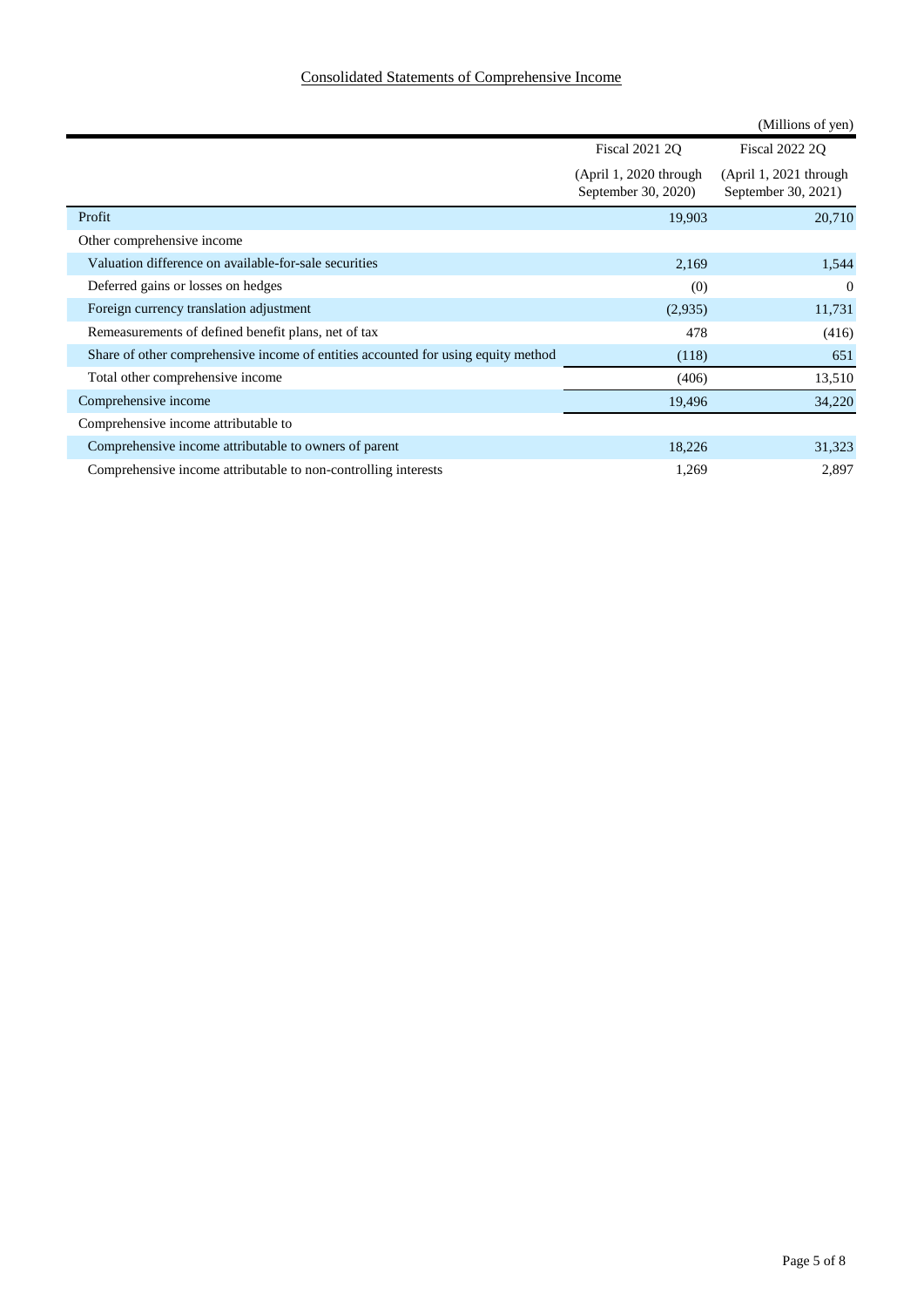## Consolidated Statements of Comprehensive Income

(Millions of yen)

| | Fiscal 2021 2Q (April 1, 2020 through September 30, 2020) | Fiscal 2022 2Q (April 1, 2021 through September 30, 2021) |
|---|---|---|
| Profit | 19,903 | 20,710 |
| Other comprehensive income | | |
| Valuation difference on available-for-sale securities | 2,169 | 1,544 |
| Deferred gains or losses on hedges | (0) | 0 |
| Foreign currency translation adjustment | (2,935) | 11,731 |
| Remeasurements of defined benefit plans, net of tax | 478 | (416) |
| Share of other comprehensive income of entities accounted for using equity method | (118) | 651 |
| Total other comprehensive income | (406) | 13,510 |
| Comprehensive income | 19,496 | 34,220 |
| Comprehensive income attributable to | | |
| Comprehensive income attributable to owners of parent | 18,226 | 31,323 |
| Comprehensive income attributable to non-controlling interests | 1,269 | 2,897 |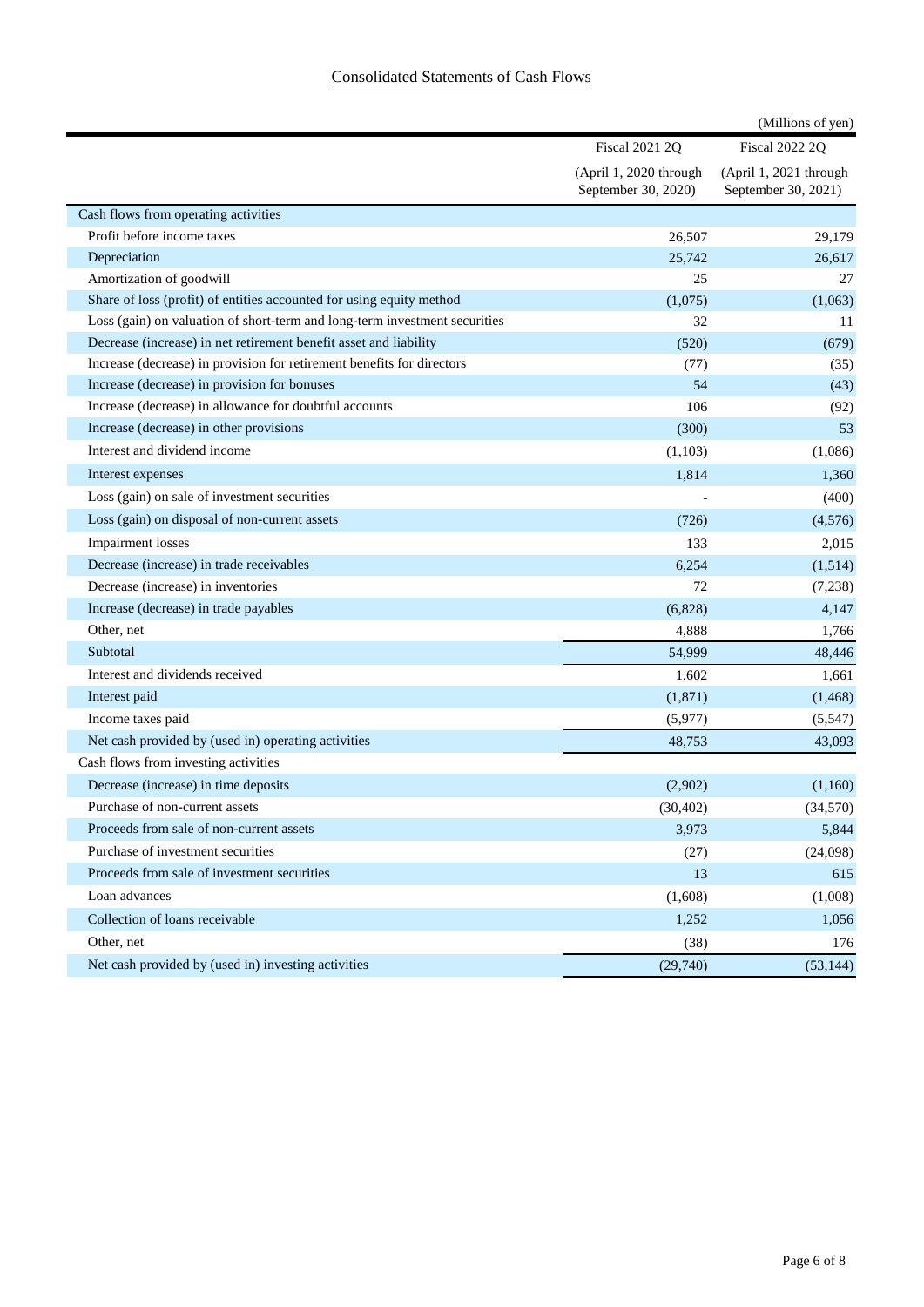## Consolidated Statements of Cash Flows

(Millions of yen)

| | Fiscal 2021 2Q (April 1, 2020 through September 30, 2020) | Fiscal 2022 2Q (April 1, 2021 through September 30, 2021) |
|---|---|---|
| Cash flows from operating activities | | |
| Profit before income taxes | 26,507 | 29,179 |
| Depreciation | 25,742 | 26,617 |
| Amortization of goodwill | 25 | 27 |
| Share of loss (profit) of entities accounted for using equity method | (1,075) | (1,063) |
| Loss (gain) on valuation of short-term and long-term investment securities | 32 | 11 |
| Decrease (increase) in net retirement benefit asset and liability | (520) | (679) |
| Increase (decrease) in provision for retirement benefits for directors | (77) | (35) |
| Increase (decrease) in provision for bonuses | 54 | (43) |
| Increase (decrease) in allowance for doubtful accounts | 106 | (92) |
| Increase (decrease) in other provisions | (300) | 53 |
| Interest and dividend income | (1,103) | (1,086) |
| Interest expenses | 1,814 | 1,360 |
| Loss (gain) on sale of investment securities | - | (400) |
| Loss (gain) on disposal of non-current assets | (726) | (4,576) |
| Impairment losses | 133 | 2,015 |
| Decrease (increase) in trade receivables | 6,254 | (1,514) |
| Decrease (increase) in inventories | 72 | (7,238) |
| Increase (decrease) in trade payables | (6,828) | 4,147 |
| Other, net | 4,888 | 1,766 |
| Subtotal | 54,999 | 48,446 |
| Interest and dividends received | 1,602 | 1,661 |
| Interest paid | (1,871) | (1,468) |
| Income taxes paid | (5,977) | (5,547) |
| Net cash provided by (used in) operating activities | 48,753 | 43,093 |
| Cash flows from investing activities | | |
| Decrease (increase) in time deposits | (2,902) | (1,160) |
| Purchase of non-current assets | (30,402) | (34,570) |
| Proceeds from sale of non-current assets | 3,973 | 5,844 |
| Purchase of investment securities | (27) | (24,098) |
| Proceeds from sale of investment securities | 13 | 615 |
| Loan advances | (1,608) | (1,008) |
| Collection of loans receivable | 1,252 | 1,056 |
| Other, net | (38) | 176 |
| Net cash provided by (used in) investing activities | (29,740) | (53,144) |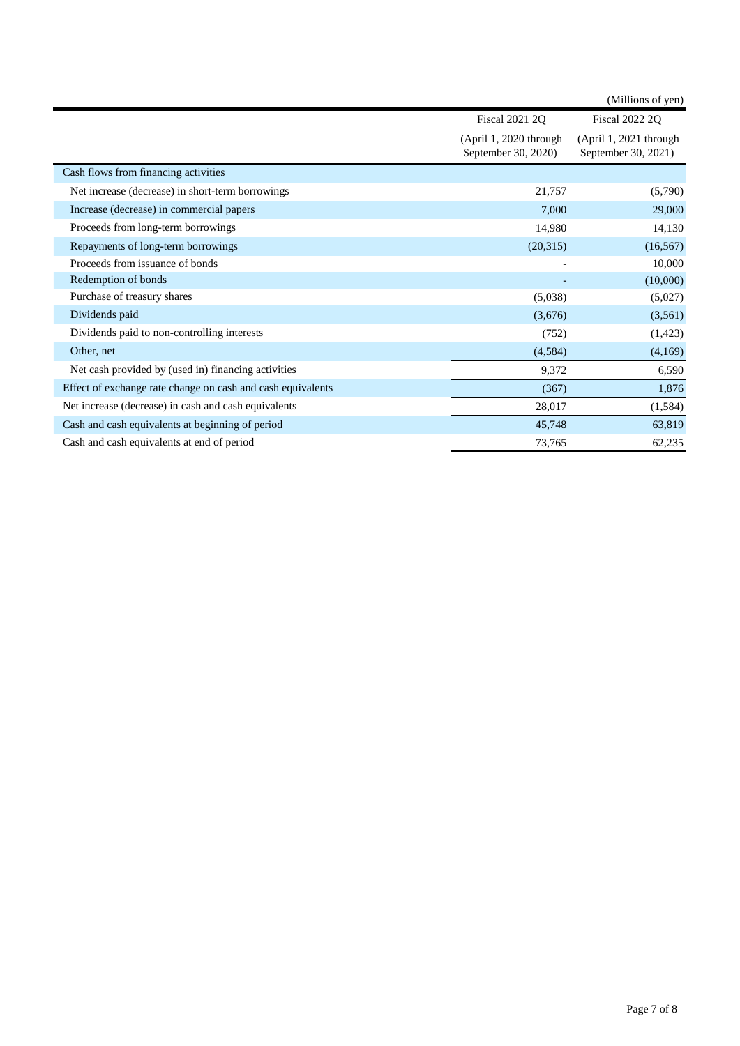(Millions of yen)

| | Fiscal 2021 2Q<br>(April 1, 2020 through September 30, 2020) | Fiscal 2022 2Q<br>(April 1, 2021 through September 30, 2021) |
|---|---|---|
| Cash flows from financing activities | | |
| Net increase (decrease) in short-term borrowings | 21,757 | (5,790) |
| Increase (decrease) in commercial papers | 7,000 | 29,000 |
| Proceeds from long-term borrowings | 14,980 | 14,130 |
| Repayments of long-term borrowings | (20,315) | (16,567) |
| Proceeds from issuance of bonds | - | 10,000 |
| Redemption of bonds | - | (10,000) |
| Purchase of treasury shares | (5,038) | (5,027) |
| Dividends paid | (3,676) | (3,561) |
| Dividends paid to non-controlling interests | (752) | (1,423) |
| Other, net | (4,584) | (4,169) |
| Net cash provided by (used in) financing activities | 9,372 | 6,590 |
| Effect of exchange rate change on cash and cash equivalents | (367) | 1,876 |
| Net increase (decrease) in cash and cash equivalents | 28,017 | (1,584) |
| Cash and cash equivalents at beginning of period | 45,748 | 63,819 |
| Cash and cash equivalents at end of period | 73,765 | 62,235 |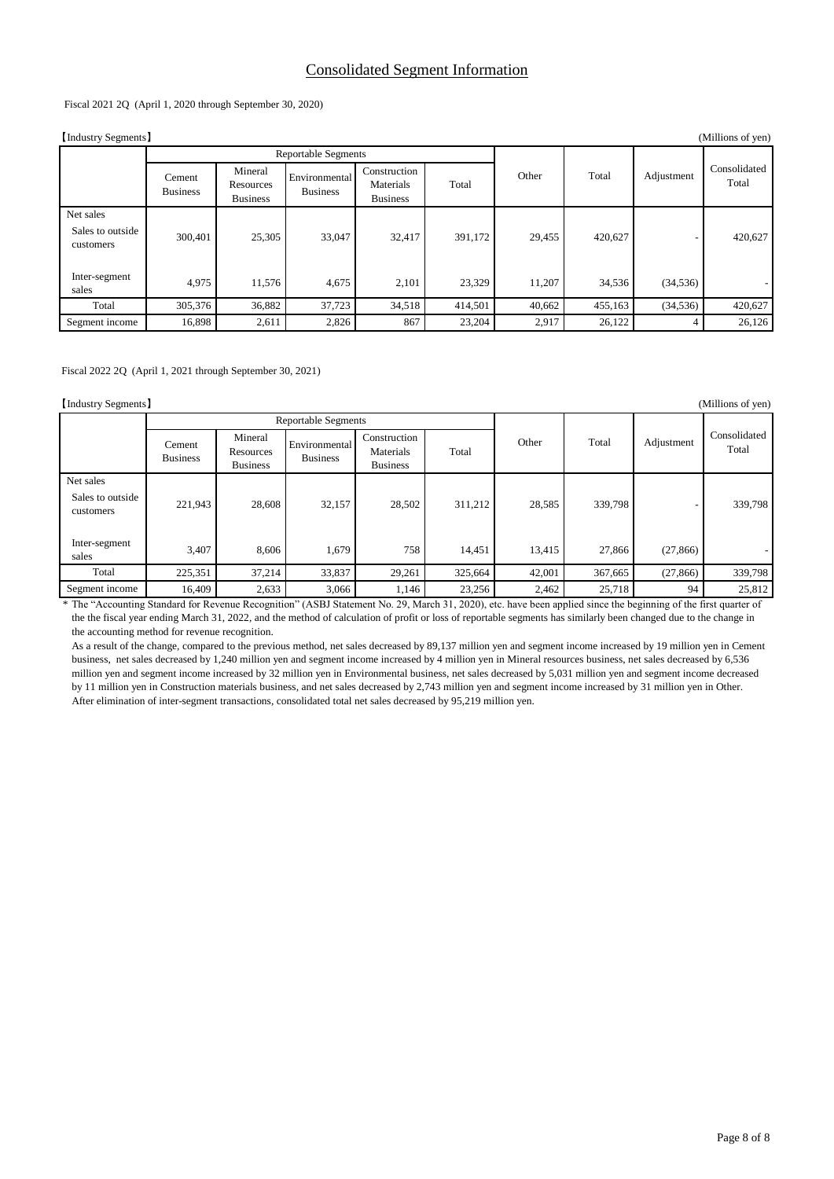# Consolidated Segment Information

Fiscal 2021 2Q (April 1, 2020 through September 30, 2020)

【Industry Segments】 (Millions of yen)

| | Reportable Segments | | | | | Other | Total | Adjustment | Consolidated Total |
|---|---|---|---|---|---|---|---|---|---|
| | Cement Business | Mineral Resources Business | Environmental Business | Construction Materials Business | Total | | | | |
| Net sales | | | | | | | | | |
| Sales to outside customers | 300,401 | 25,305 | 33,047 | 32,417 | 391,172 | 29,455 | 420,627 | - | 420,627 |
| Inter-segment sales | 4,975 | 11,576 | 4,675 | 2,101 | 23,329 | 11,207 | 34,536 | (34,536) | - |
| Total | 305,376 | 36,882 | 37,723 | 34,518 | 414,501 | 40,662 | 455,163 | (34,536) | 420,627 |
| Segment income | 16,898 | 2,611 | 2,826 | 867 | 23,204 | 2,917 | 26,122 | 4 | 26,126 |

Fiscal 2022 2Q (April 1, 2021 through September 30, 2021)

【Industry Segments】 (Millions of yen)

| | Reportable Segments | | | | | Other | Total | Adjustment | Consolidated Total |
|---|---|---|---|---|---|---|---|---|---|
| | Cement Business | Mineral Resources Business | Environmental Business | Construction Materials Business | Total | | | | |
| Net sales | | | | | | | | | |
| Sales to outside customers | 221,943 | 28,608 | 32,157 | 28,502 | 311,212 | 28,585 | 339,798 | - | 339,798 |
| Inter-segment sales | 3,407 | 8,606 | 1,679 | 758 | 14,451 | 13,415 | 27,866 | (27,866) | - |
| Total | 225,351 | 37,214 | 33,837 | 29,261 | 325,664 | 42,001 | 367,665 | (27,866) | 339,798 |
| Segment income | 16,409 | 2,633 | 3,066 | 1,146 | 23,256 | 2,462 | 25,718 | 94 | 25,812 |

* The "Accounting Standard for Revenue Recognition" (ASBJ Statement No. 29, March 31, 2020), etc. have been applied since the beginning of the first quarter of the the fiscal year ending March 31, 2022, and the method of calculation of profit or loss of reportable segments has similarly been changed due to the change in the accounting method for revenue recognition.

  As a result of the change, compared to the previous method, net sales decreased by 89,137 million yen and segment income increased by 19 million yen in Cement business, net sales decreased by 1,240 million yen and segment income increased by 4 million yen in Mineral resources business, net sales decreased by 6,536 million yen and segment income increased by 32 million yen in Environmental business, net sales decreased by 5,031 million yen and segment income decreased by 11 million yen in Construction materials business, and net sales decreased by 2,743 million yen and segment income increased by 31 million yen in Other. After elimination of inter-segment transactions, consolidated total net sales decreased by 95,219 million yen.